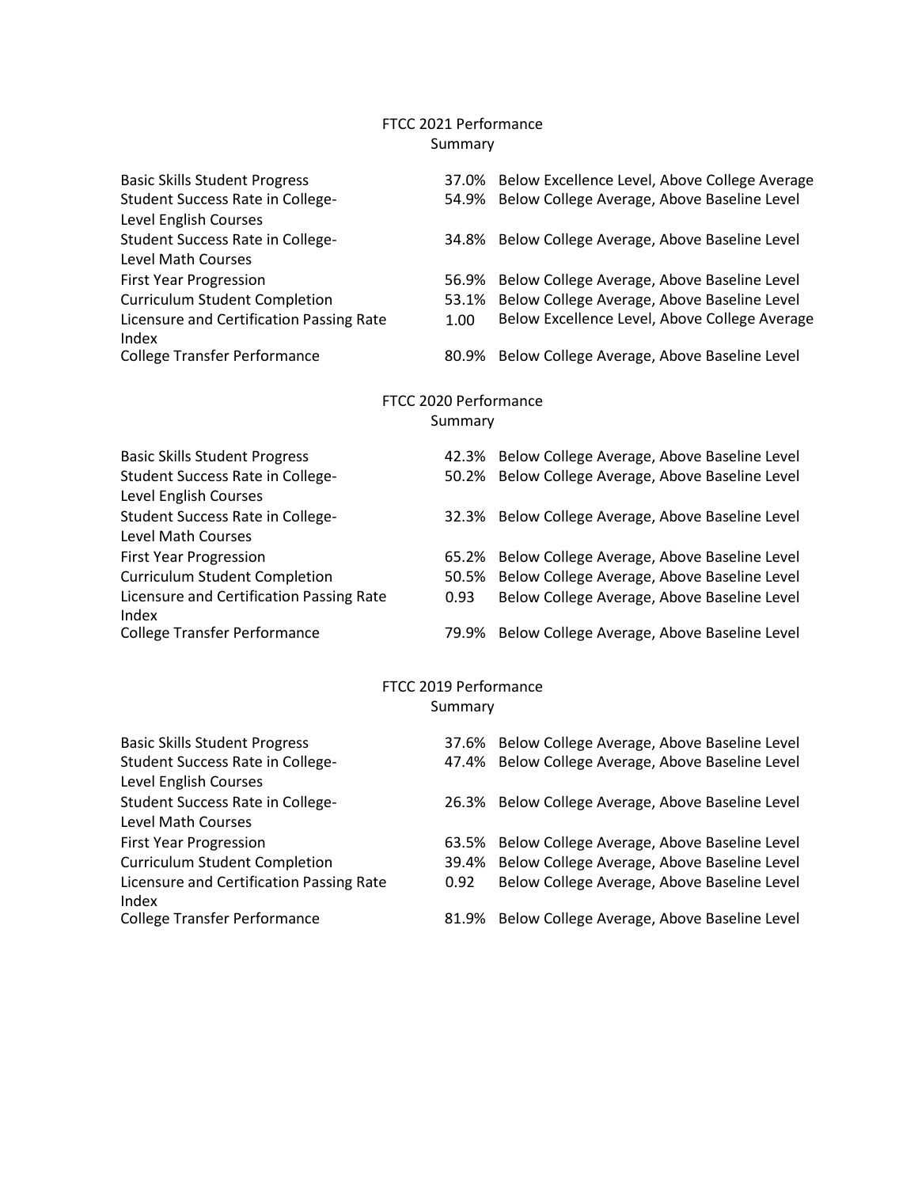## FTCC 2021 Performance Summary

| Measure | Value | Performance Level |
|---|---|---|
| Basic Skills Student Progress | 37.0% | Below Excellence Level, Above College Average |
| Student Success Rate in College-Level English Courses | 54.9% | Below College Average, Above Baseline Level |
| Student Success Rate in College-Level Math Courses | 34.8% | Below College Average, Above Baseline Level |
| First Year Progression | 56.9% | Below College Average, Above Baseline Level |
| Curriculum Student Completion | 53.1% | Below College Average, Above Baseline Level |
| Licensure and Certification Passing Rate Index | 1.00 | Below Excellence Level, Above College Average |
| College Transfer Performance | 80.9% | Below College Average, Above Baseline Level |

## FTCC 2020 Performance Summary

| Measure | Value | Performance Level |
|---|---|---|
| Basic Skills Student Progress | 42.3% | Below College Average, Above Baseline Level |
| Student Success Rate in College-Level English Courses | 50.2% | Below College Average, Above Baseline Level |
| Student Success Rate in College-Level Math Courses | 32.3% | Below College Average, Above Baseline Level |
| First Year Progression | 65.2% | Below College Average, Above Baseline Level |
| Curriculum Student Completion | 50.5% | Below College Average, Above Baseline Level |
| Licensure and Certification Passing Rate Index | 0.93 | Below College Average, Above Baseline Level |
| College Transfer Performance | 79.9% | Below College Average, Above Baseline Level |

## FTCC 2019 Performance Summary

| Measure | Value | Performance Level |
|---|---|---|
| Basic Skills Student Progress | 37.6% | Below College Average, Above Baseline Level |
| Student Success Rate in College-Level English Courses | 47.4% | Below College Average, Above Baseline Level |
| Student Success Rate in College-Level Math Courses | 26.3% | Below College Average, Above Baseline Level |
| First Year Progression | 63.5% | Below College Average, Above Baseline Level |
| Curriculum Student Completion | 39.4% | Below College Average, Above Baseline Level |
| Licensure and Certification Passing Rate Index | 0.92 | Below College Average, Above Baseline Level |
| College Transfer Performance | 81.9% | Below College Average, Above Baseline Level |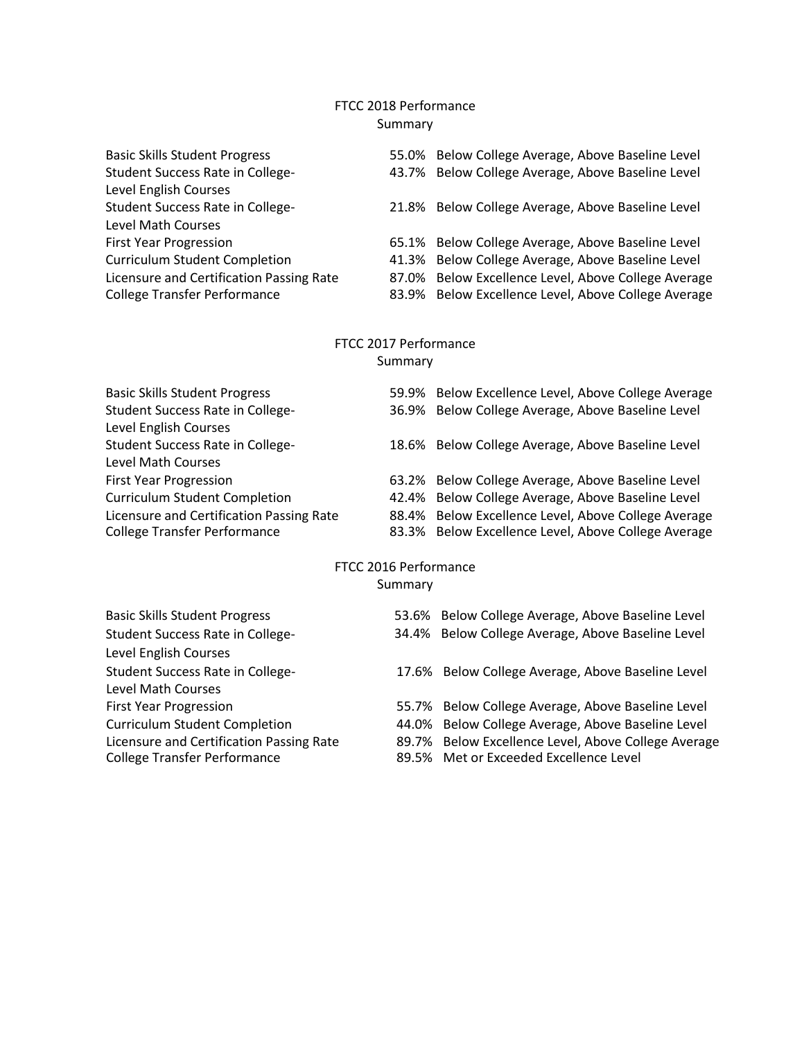## FTCC 2018 Performance Summary

| | | |
|---|---|---|
| Basic Skills Student Progress | 55.0% | Below College Average, Above Baseline Level |
| Student Success Rate in College-Level English Courses | 43.7% | Below College Average, Above Baseline Level |
| Student Success Rate in College-Level Math Courses | 21.8% | Below College Average, Above Baseline Level |
| First Year Progression | 65.1% | Below College Average, Above Baseline Level |
| Curriculum Student Completion | 41.3% | Below College Average, Above Baseline Level |
| Licensure and Certification Passing Rate | 87.0% | Below Excellence Level, Above College Average |
| College Transfer Performance | 83.9% | Below Excellence Level, Above College Average |

## FTCC 2017 Performance Summary

| | | |
|---|---|---|
| Basic Skills Student Progress | 59.9% | Below Excellence Level, Above College Average |
| Student Success Rate in College-Level English Courses | 36.9% | Below College Average, Above Baseline Level |
| Student Success Rate in College-Level Math Courses | 18.6% | Below College Average, Above Baseline Level |
| First Year Progression | 63.2% | Below College Average, Above Baseline Level |
| Curriculum Student Completion | 42.4% | Below College Average, Above Baseline Level |
| Licensure and Certification Passing Rate | 88.4% | Below Excellence Level, Above College Average |
| College Transfer Performance | 83.3% | Below Excellence Level, Above College Average |

## FTCC 2016 Performance Summary

| | | |
|---|---|---|
| Basic Skills Student Progress | 53.6% | Below College Average, Above Baseline Level |
| Student Success Rate in College-Level English Courses | 34.4% | Below College Average, Above Baseline Level |
| Student Success Rate in College-Level Math Courses | 17.6% | Below College Average, Above Baseline Level |
| First Year Progression | 55.7% | Below College Average, Above Baseline Level |
| Curriculum Student Completion | 44.0% | Below College Average, Above Baseline Level |
| Licensure and Certification Passing Rate | 89.7% | Below Excellence Level, Above College Average |
| College Transfer Performance | 89.5% | Met or Exceeded Excellence Level |